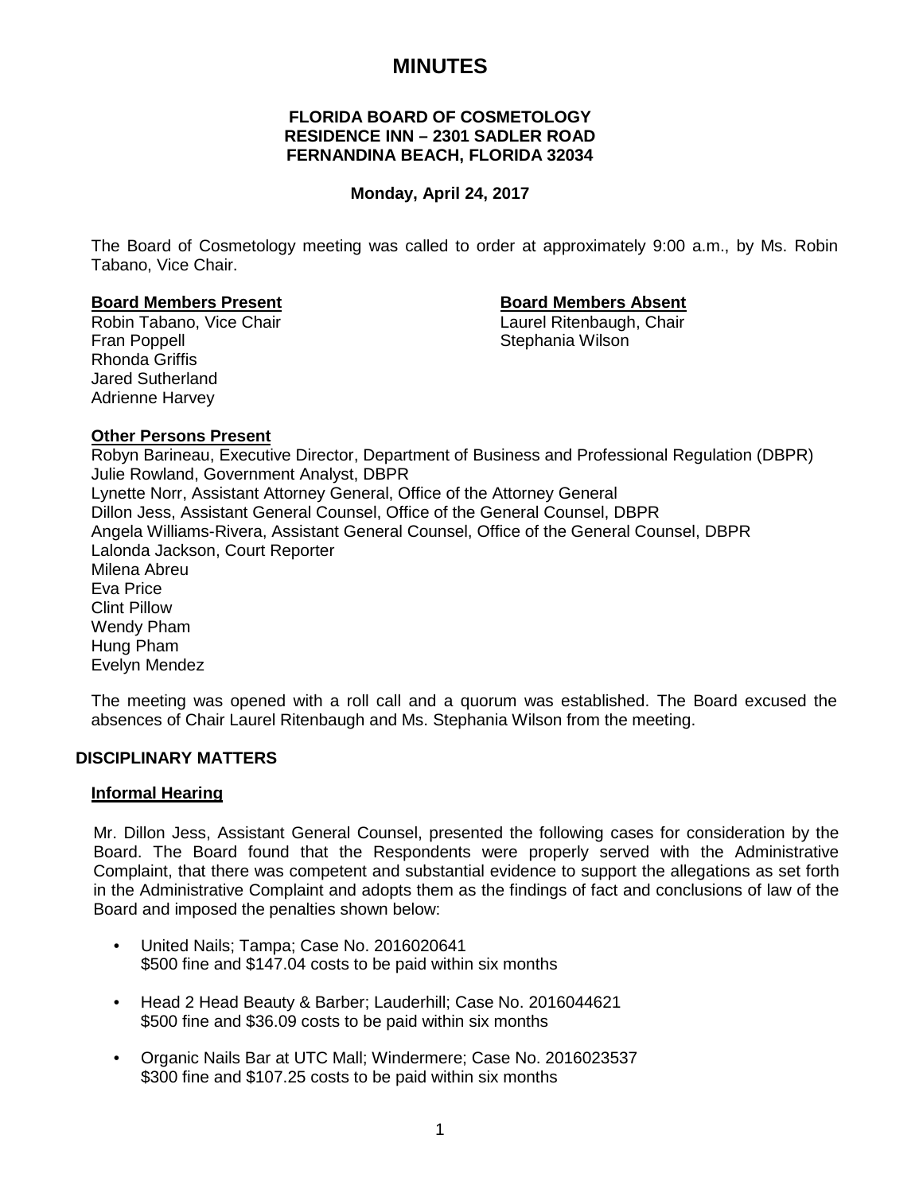# MINUTES

**FLORIDA BOARD OF COSMETOLOGY**
**RESIDENCE INN – 2301 SADLER ROAD**
**FERNANDINA BEACH, FLORIDA 32034**

**Monday, April 24, 2017**

The Board of Cosmetology meeting was called to order at approximately 9:00 a.m., by Ms. Robin Tabano, Vice Chair.

**Board Members Present**

Robin Tabano, Vice Chair
Fran Poppell
Rhonda Griffis
Jared Sutherland
Adrienne Harvey

**Board Members Absent**

Laurel Ritenbaugh, Chair
Stephania Wilson

**Other Persons Present**

Robyn Barineau, Executive Director, Department of Business and Professional Regulation (DBPR)
Julie Rowland, Government Analyst, DBPR
Lynette Norr, Assistant Attorney General, Office of the Attorney General
Dillon Jess, Assistant General Counsel, Office of the General Counsel, DBPR
Angela Williams-Rivera, Assistant General Counsel, Office of the General Counsel, DBPR
Lalonda Jackson, Court Reporter
Milena Abreu
Eva Price
Clint Pillow
Wendy Pham
Hung Pham
Evelyn Mendez

The meeting was opened with a roll call and a quorum was established. The Board excused the absences of Chair Laurel Ritenbaugh and Ms. Stephania Wilson from the meeting.

## DISCIPLINARY MATTERS

### Informal Hearing

Mr. Dillon Jess, Assistant General Counsel, presented the following cases for consideration by the Board. The Board found that the Respondents were properly served with the Administrative Complaint, that there was competent and substantial evidence to support the allegations as set forth in the Administrative Complaint and adopts them as the findings of fact and conclusions of law of the Board and imposed the penalties shown below:

- United Nails; Tampa; Case No. 2016020641
  $500 fine and $147.04 costs to be paid within six months
- Head 2 Head Beauty & Barber; Lauderhill; Case No. 2016044621
  $500 fine and $36.09 costs to be paid within six months
- Organic Nails Bar at UTC Mall; Windermere; Case No. 2016023537
  $300 fine and $107.25 costs to be paid within six months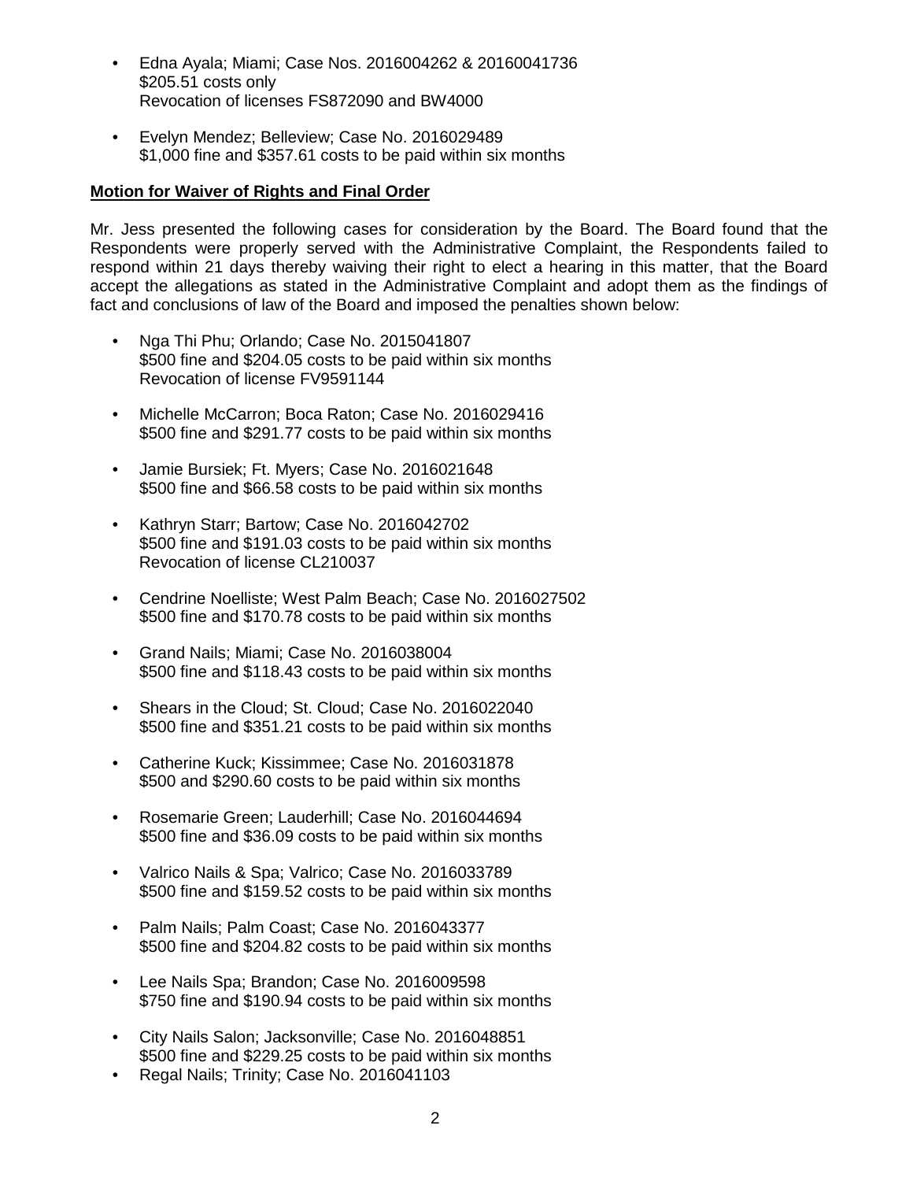- Edna Ayala; Miami; Case Nos. 2016004262 & 20160041736
  $205.51 costs only
  Revocation of licenses FS872090 and BW4000

- Evelyn Mendez; Belleview; Case No. 2016029489
  $1,000 fine and $357.61 costs to be paid within six months

**Motion for Waiver of Rights and Final Order**

Mr. Jess presented the following cases for consideration by the Board. The Board found that the Respondents were properly served with the Administrative Complaint, the Respondents failed to respond within 21 days thereby waiving their right to elect a hearing in this matter, that the Board accept the allegations as stated in the Administrative Complaint and adopt them as the findings of fact and conclusions of law of the Board and imposed the penalties shown below:

- Nga Thi Phu; Orlando; Case No. 2015041807
  $500 fine and $204.05 costs to be paid within six months
  Revocation of license FV9591144

- Michelle McCarron; Boca Raton; Case No. 2016029416
  $500 fine and $291.77 costs to be paid within six months

- Jamie Bursiek; Ft. Myers; Case No. 2016021648
  $500 fine and $66.58 costs to be paid within six months

- Kathryn Starr; Bartow; Case No. 2016042702
  $500 fine and $191.03 costs to be paid within six months
  Revocation of license CL210037

- Cendrine Noelliste; West Palm Beach; Case No. 2016027502
  $500 fine and $170.78 costs to be paid within six months

- Grand Nails; Miami; Case No. 2016038004
  $500 fine and $118.43 costs to be paid within six months

- Shears in the Cloud; St. Cloud; Case No. 2016022040
  $500 fine and $351.21 costs to be paid within six months

- Catherine Kuck; Kissimmee; Case No. 2016031878
  $500 and $290.60 costs to be paid within six months

- Rosemarie Green; Lauderhill; Case No. 2016044694
  $500 fine and $36.09 costs to be paid within six months

- Valrico Nails & Spa; Valrico; Case No. 2016033789
  $500 fine and $159.52 costs to be paid within six months

- Palm Nails; Palm Coast; Case No. 2016043377
  $500 fine and $204.82 costs to be paid within six months

- Lee Nails Spa; Brandon; Case No. 2016009598
  $750 fine and $190.94 costs to be paid within six months

- City Nails Salon; Jacksonville; Case No. 2016048851
  $500 fine and $229.25 costs to be paid within six months
- Regal Nails; Trinity; Case No. 2016041103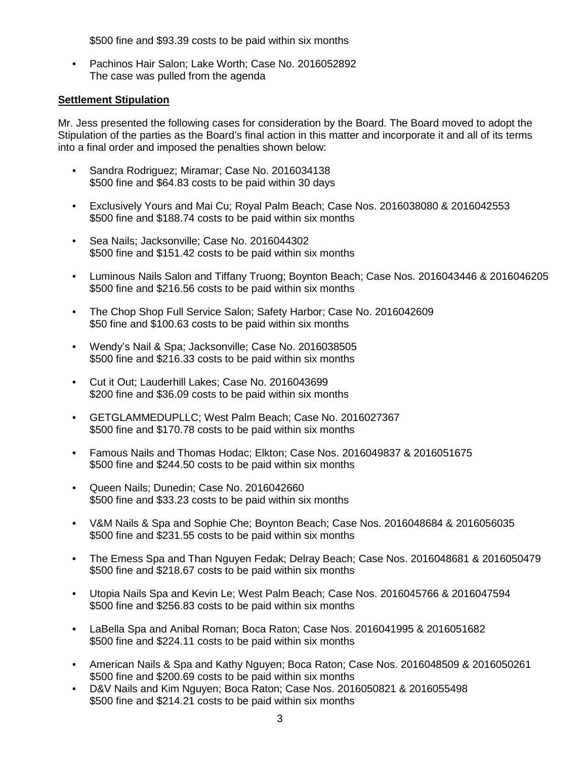$500 fine and $93.39 costs to be paid within six months

- Pachinos Hair Salon; Lake Worth; Case No. 2016052892
  The case was pulled from the agenda

**Settlement Stipulation**

Mr. Jess presented the following cases for consideration by the Board. The Board moved to adopt the Stipulation of the parties as the Board's final action in this matter and incorporate it and all of its terms into a final order and imposed the penalties shown below:

- Sandra Rodriguez; Miramar; Case No. 2016034138
  $500 fine and $64.83 costs to be paid within 30 days
- Exclusively Yours and Mai Cu; Royal Palm Beach; Case Nos. 2016038080 & 2016042553
  $500 fine and $188.74 costs to be paid within six months
- Sea Nails; Jacksonville; Case No. 2016044302
  $500 fine and $151.42 costs to be paid within six months
- Luminous Nails Salon and Tiffany Truong; Boynton Beach; Case Nos. 2016043446 & 2016046205
  $500 fine and $216.56 costs to be paid within six months
- The Chop Shop Full Service Salon; Safety Harbor; Case No. 2016042609
  $50 fine and $100.63 costs to be paid within six months
- Wendy's Nail & Spa; Jacksonville; Case No. 2016038505
  $500 fine and $216.33 costs to be paid within six months
- Cut it Out; Lauderhill Lakes; Case No. 2016043699
  $200 fine and $36.09 costs to be paid within six months
- GETGLAMMEDUPLLC; West Palm Beach; Case No. 2016027367
  $500 fine and $170.78 costs to be paid within six months
- Famous Nails and Thomas Hodac; Elkton; Case Nos. 2016049837 & 2016051675
  $500 fine and $244.50 costs to be paid within six months
- Queen Nails; Dunedin; Case No. 2016042660
  $500 fine and $33.23 costs to be paid within six months
- V&M Nails & Spa and Sophie Che; Boynton Beach; Case Nos. 2016048684 & 2016056035
  $500 fine and $231.55 costs to be paid within six months
- The Emess Spa and Than Nguyen Fedak; Delray Beach; Case Nos. 2016048681 & 2016050479
  $500 fine and $218.67 costs to be paid within six months
- Utopia Nails Spa and Kevin Le; West Palm Beach; Case Nos. 2016045766 & 2016047594
  $500 fine and $256.83 costs to be paid within six months
- LaBella Spa and Anibal Roman; Boca Raton; Case Nos. 2016041995 & 2016051682
  $500 fine and $224.11 costs to be paid within six months
- American Nails & Spa and Kathy Nguyen; Boca Raton; Case Nos. 2016048509 & 2016050261
  $500 fine and $200.69 costs to be paid within six months
- D&V Nails and Kim Nguyen; Boca Raton; Case Nos. 2016050821 & 2016055498
  $500 fine and $214.21 costs to be paid within six months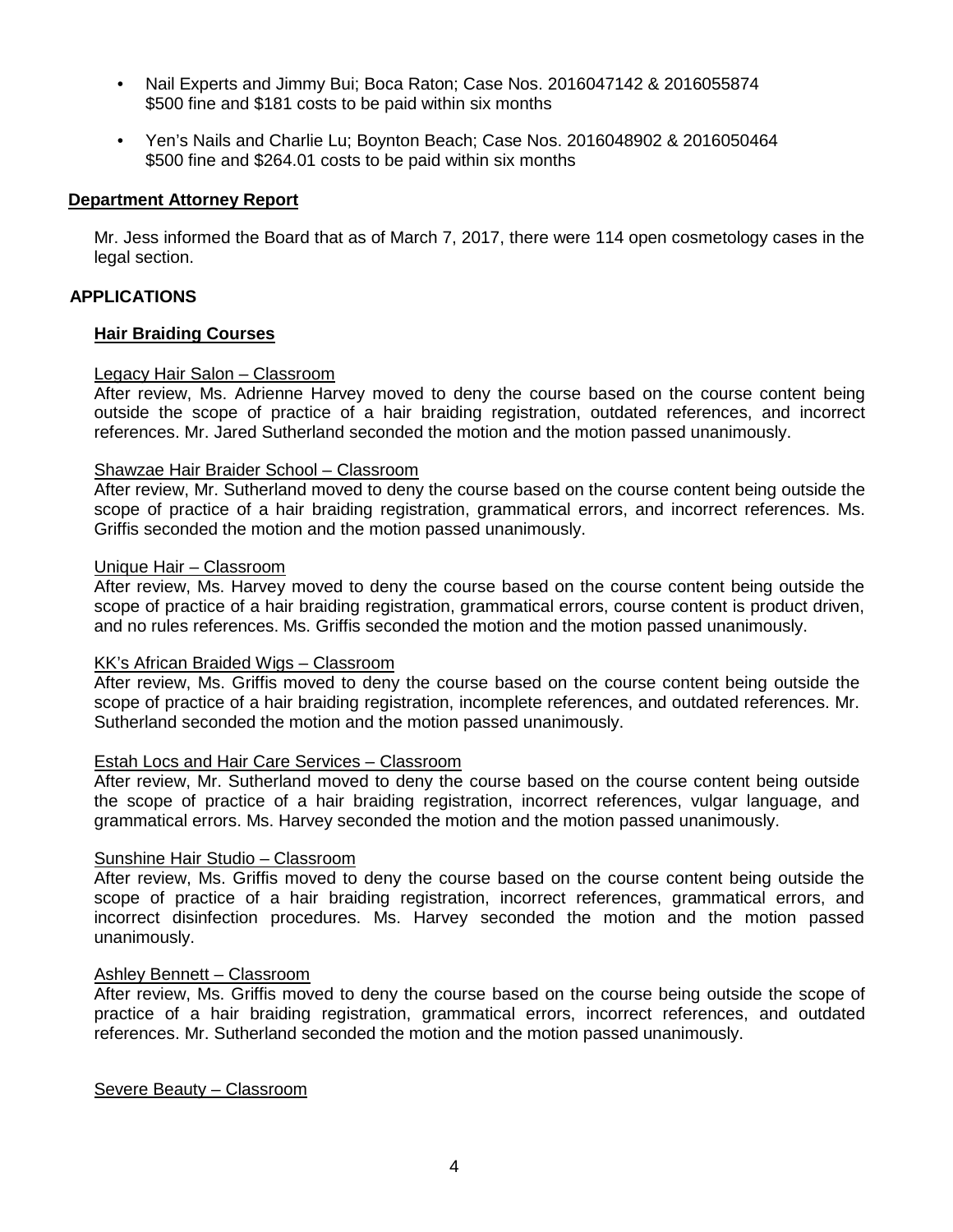- Nail Experts and Jimmy Bui; Boca Raton; Case Nos. 2016047142 & 2016055874
  $500 fine and $181 costs to be paid within six months

- Yen's Nails and Charlie Lu; Boynton Beach; Case Nos. 2016048902 & 2016050464
  $500 fine and $264.01 costs to be paid within six months

**Department Attorney Report**

Mr. Jess informed the Board that as of March 7, 2017, there were 114 open cosmetology cases in the legal section.

## APPLICATIONS

**Hair Braiding Courses**

Legacy Hair Salon – Classroom
After review, Ms. Adrienne Harvey moved to deny the course based on the course content being outside the scope of practice of a hair braiding registration, outdated references, and incorrect references. Mr. Jared Sutherland seconded the motion and the motion passed unanimously.

Shawzae Hair Braider School – Classroom
After review, Mr. Sutherland moved to deny the course based on the course content being outside the scope of practice of a hair braiding registration, grammatical errors, and incorrect references. Ms. Griffis seconded the motion and the motion passed unanimously.

Unique Hair – Classroom
After review, Ms. Harvey moved to deny the course based on the course content being outside the scope of practice of a hair braiding registration, grammatical errors, course content is product driven, and no rules references. Ms. Griffis seconded the motion and the motion passed unanimously.

KK's African Braided Wigs – Classroom
After review, Ms. Griffis moved to deny the course based on the course content being outside the scope of practice of a hair braiding registration, incomplete references, and outdated references. Mr. Sutherland seconded the motion and the motion passed unanimously.

Estah Locs and Hair Care Services – Classroom
After review, Mr. Sutherland moved to deny the course based on the course content being outside the scope of practice of a hair braiding registration, incorrect references, vulgar language, and grammatical errors. Ms. Harvey seconded the motion and the motion passed unanimously.

Sunshine Hair Studio – Classroom
After review, Ms. Griffis moved to deny the course based on the course content being outside the scope of practice of a hair braiding registration, incorrect references, grammatical errors, and incorrect disinfection procedures. Ms. Harvey seconded the motion and the motion passed unanimously.

Ashley Bennett – Classroom
After review, Ms. Griffis moved to deny the course based on the course being outside the scope of practice of a hair braiding registration, grammatical errors, incorrect references, and outdated references. Mr. Sutherland seconded the motion and the motion passed unanimously.

Severe Beauty – Classroom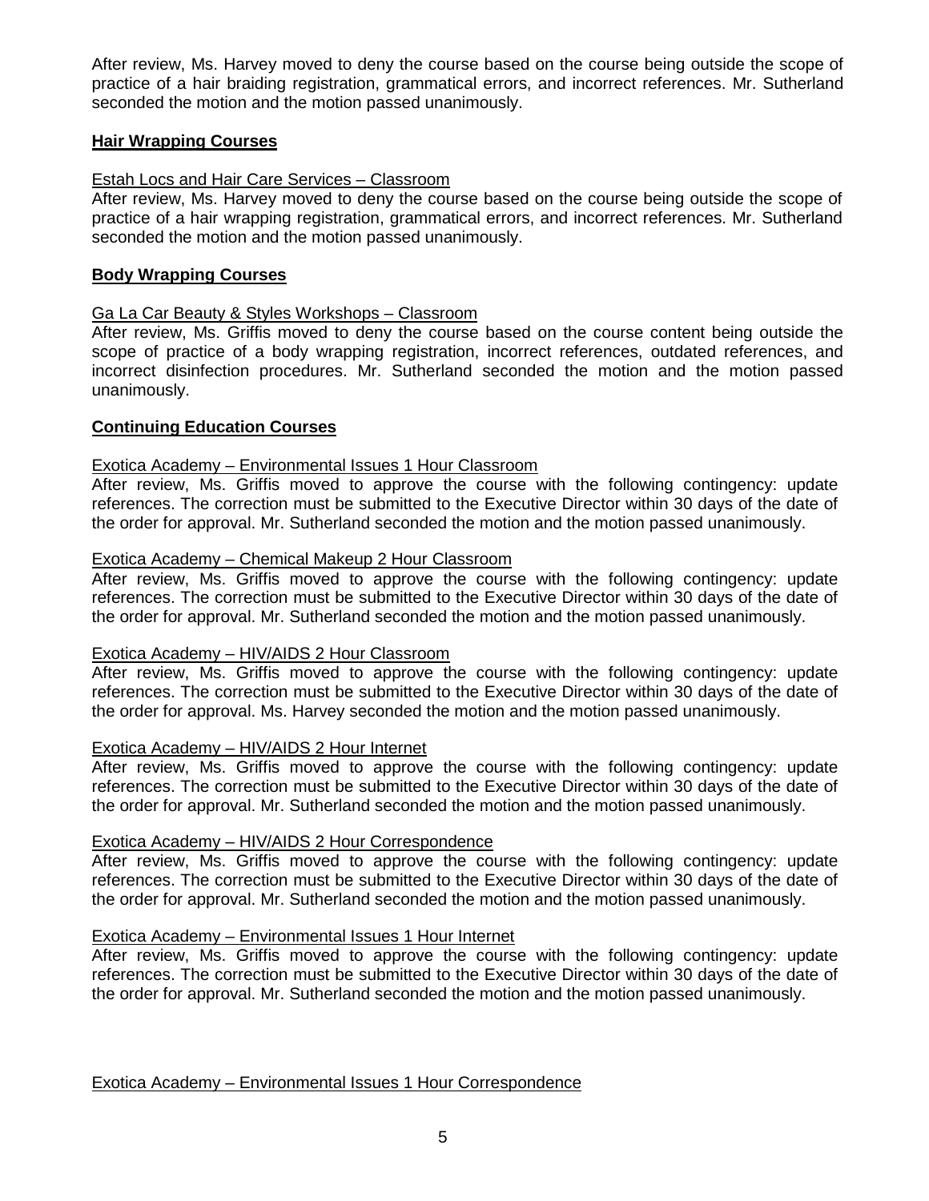After review, Ms. Harvey moved to deny the course based on the course being outside the scope of practice of a hair braiding registration, grammatical errors, and incorrect references. Mr. Sutherland seconded the motion and the motion passed unanimously.

## Hair Wrapping Courses

Estah Locs and Hair Care Services – Classroom

After review, Ms. Harvey moved to deny the course based on the course being outside the scope of practice of a hair wrapping registration, grammatical errors, and incorrect references. Mr. Sutherland seconded the motion and the motion passed unanimously.

## Body Wrapping Courses

Ga La Car Beauty & Styles Workshops – Classroom

After review, Ms. Griffis moved to deny the course based on the course content being outside the scope of practice of a body wrapping registration, incorrect references, outdated references, and incorrect disinfection procedures. Mr. Sutherland seconded the motion and the motion passed unanimously.

## Continuing Education Courses

Exotica Academy – Environmental Issues 1 Hour Classroom

After review, Ms. Griffis moved to approve the course with the following contingency: update references. The correction must be submitted to the Executive Director within 30 days of the date of the order for approval. Mr. Sutherland seconded the motion and the motion passed unanimously.

Exotica Academy – Chemical Makeup 2 Hour Classroom

After review, Ms. Griffis moved to approve the course with the following contingency: update references. The correction must be submitted to the Executive Director within 30 days of the date of the order for approval. Mr. Sutherland seconded the motion and the motion passed unanimously.

Exotica Academy – HIV/AIDS 2 Hour Classroom

After review, Ms. Griffis moved to approve the course with the following contingency: update references. The correction must be submitted to the Executive Director within 30 days of the date of the order for approval. Ms. Harvey seconded the motion and the motion passed unanimously.

Exotica Academy – HIV/AIDS 2 Hour Internet

After review, Ms. Griffis moved to approve the course with the following contingency: update references. The correction must be submitted to the Executive Director within 30 days of the date of the order for approval. Mr. Sutherland seconded the motion and the motion passed unanimously.

Exotica Academy – HIV/AIDS 2 Hour Correspondence

After review, Ms. Griffis moved to approve the course with the following contingency: update references. The correction must be submitted to the Executive Director within 30 days of the date of the order for approval. Mr. Sutherland seconded the motion and the motion passed unanimously.

Exotica Academy – Environmental Issues 1 Hour Internet

After review, Ms. Griffis moved to approve the course with the following contingency: update references. The correction must be submitted to the Executive Director within 30 days of the date of the order for approval. Mr. Sutherland seconded the motion and the motion passed unanimously.

Exotica Academy – Environmental Issues 1 Hour Correspondence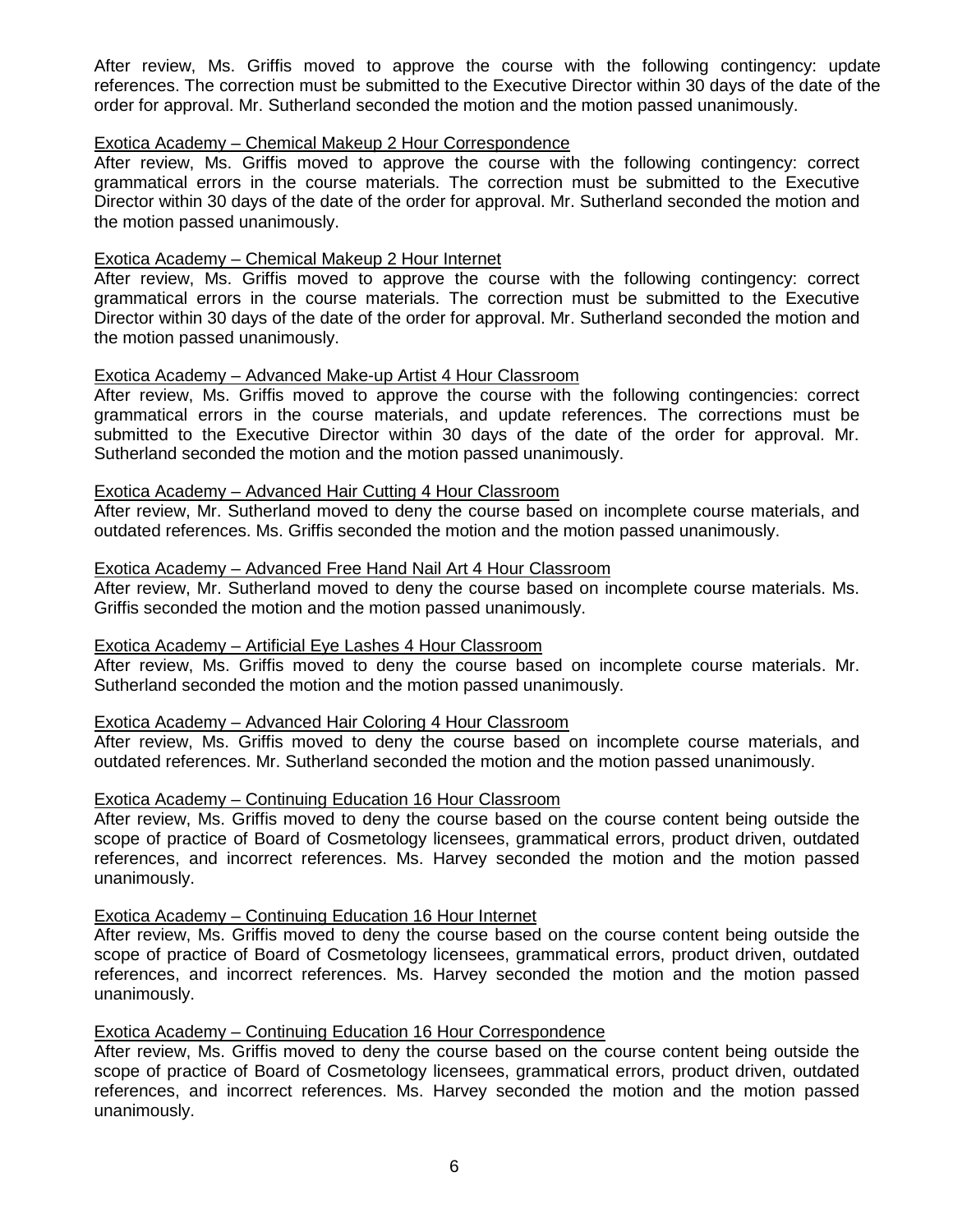After review, Ms. Griffis moved to approve the course with the following contingency: update references. The correction must be submitted to the Executive Director within 30 days of the date of the order for approval. Mr. Sutherland seconded the motion and the motion passed unanimously.

<u>Exotica Academy – Chemical Makeup 2 Hour Correspondence</u>

After review, Ms. Griffis moved to approve the course with the following contingency: correct grammatical errors in the course materials. The correction must be submitted to the Executive Director within 30 days of the date of the order for approval. Mr. Sutherland seconded the motion and the motion passed unanimously.

<u>Exotica Academy – Chemical Makeup 2 Hour Internet</u>

After review, Ms. Griffis moved to approve the course with the following contingency: correct grammatical errors in the course materials. The correction must be submitted to the Executive Director within 30 days of the date of the order for approval. Mr. Sutherland seconded the motion and the motion passed unanimously.

<u>Exotica Academy – Advanced Make-up Artist 4 Hour Classroom</u>

After review, Ms. Griffis moved to approve the course with the following contingencies: correct grammatical errors in the course materials, and update references. The corrections must be submitted to the Executive Director within 30 days of the date of the order for approval. Mr. Sutherland seconded the motion and the motion passed unanimously.

<u>Exotica Academy – Advanced Hair Cutting 4 Hour Classroom</u>

After review, Mr. Sutherland moved to deny the course based on incomplete course materials, and outdated references. Ms. Griffis seconded the motion and the motion passed unanimously.

<u>Exotica Academy – Advanced Free Hand Nail Art 4 Hour Classroom</u>

After review, Mr. Sutherland moved to deny the course based on incomplete course materials. Ms. Griffis seconded the motion and the motion passed unanimously.

<u>Exotica Academy – Artificial Eye Lashes 4 Hour Classroom</u>

After review, Ms. Griffis moved to deny the course based on incomplete course materials. Mr. Sutherland seconded the motion and the motion passed unanimously.

<u>Exotica Academy – Advanced Hair Coloring 4 Hour Classroom</u>

After review, Ms. Griffis moved to deny the course based on incomplete course materials, and outdated references. Mr. Sutherland seconded the motion and the motion passed unanimously.

<u>Exotica Academy – Continuing Education 16 Hour Classroom</u>

After review, Ms. Griffis moved to deny the course based on the course content being outside the scope of practice of Board of Cosmetology licensees, grammatical errors, product driven, outdated references, and incorrect references. Ms. Harvey seconded the motion and the motion passed unanimously.

<u>Exotica Academy – Continuing Education 16 Hour Internet</u>

After review, Ms. Griffis moved to deny the course based on the course content being outside the scope of practice of Board of Cosmetology licensees, grammatical errors, product driven, outdated references, and incorrect references. Ms. Harvey seconded the motion and the motion passed unanimously.

<u>Exotica Academy – Continuing Education 16 Hour Correspondence</u>

After review, Ms. Griffis moved to deny the course based on the course content being outside the scope of practice of Board of Cosmetology licensees, grammatical errors, product driven, outdated references, and incorrect references. Ms. Harvey seconded the motion and the motion passed unanimously.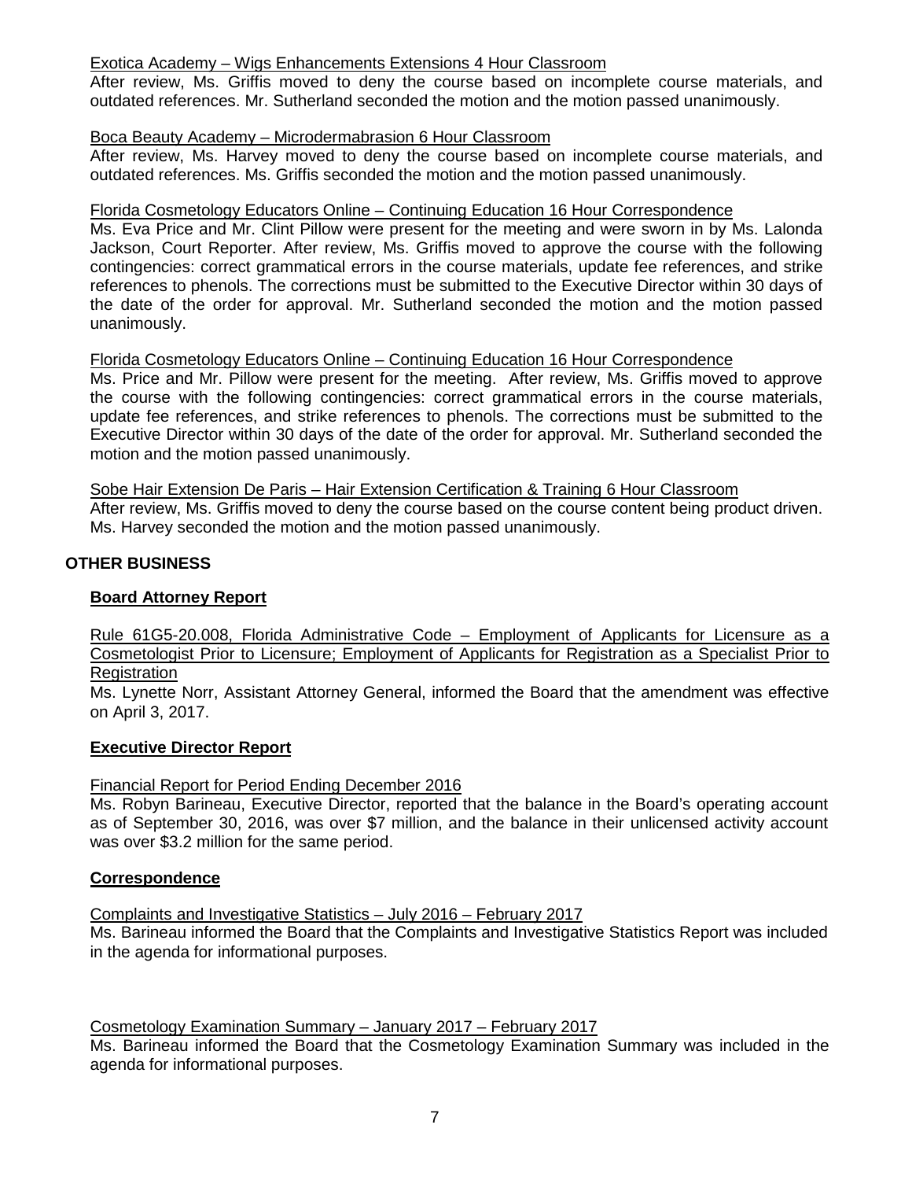Exotica Academy – Wigs Enhancements Extensions 4 Hour Classroom

After review, Ms. Griffis moved to deny the course based on incomplete course materials, and outdated references. Mr. Sutherland seconded the motion and the motion passed unanimously.

Boca Beauty Academy – Microdermabrasion 6 Hour Classroom

After review, Ms. Harvey moved to deny the course based on incomplete course materials, and outdated references. Ms. Griffis seconded the motion and the motion passed unanimously.

Florida Cosmetology Educators Online – Continuing Education 16 Hour Correspondence

Ms. Eva Price and Mr. Clint Pillow were present for the meeting and were sworn in by Ms. Lalonda Jackson, Court Reporter. After review, Ms. Griffis moved to approve the course with the following contingencies: correct grammatical errors in the course materials, update fee references, and strike references to phenols. The corrections must be submitted to the Executive Director within 30 days of the date of the order for approval. Mr. Sutherland seconded the motion and the motion passed unanimously.

Florida Cosmetology Educators Online – Continuing Education 16 Hour Correspondence

Ms. Price and Mr. Pillow were present for the meeting. After review, Ms. Griffis moved to approve the course with the following contingencies: correct grammatical errors in the course materials, update fee references, and strike references to phenols. The corrections must be submitted to the Executive Director within 30 days of the date of the order for approval. Mr. Sutherland seconded the motion and the motion passed unanimously.

Sobe Hair Extension De Paris – Hair Extension Certification & Training 6 Hour Classroom

After review, Ms. Griffis moved to deny the course based on the course content being product driven. Ms. Harvey seconded the motion and the motion passed unanimously.

## OTHER BUSINESS

### Board Attorney Report

Rule 61G5-20.008, Florida Administrative Code – Employment of Applicants for Licensure as a Cosmetologist Prior to Licensure; Employment of Applicants for Registration as a Specialist Prior to Registration

Ms. Lynette Norr, Assistant Attorney General, informed the Board that the amendment was effective on April 3, 2017.

### Executive Director Report

Financial Report for Period Ending December 2016

Ms. Robyn Barineau, Executive Director, reported that the balance in the Board's operating account as of September 30, 2016, was over $7 million, and the balance in their unlicensed activity account was over $3.2 million for the same period.

### Correspondence

Complaints and Investigative Statistics – July 2016 – February 2017

Ms. Barineau informed the Board that the Complaints and Investigative Statistics Report was included in the agenda for informational purposes.

Cosmetology Examination Summary – January 2017 – February 2017

Ms. Barineau informed the Board that the Cosmetology Examination Summary was included in the agenda for informational purposes.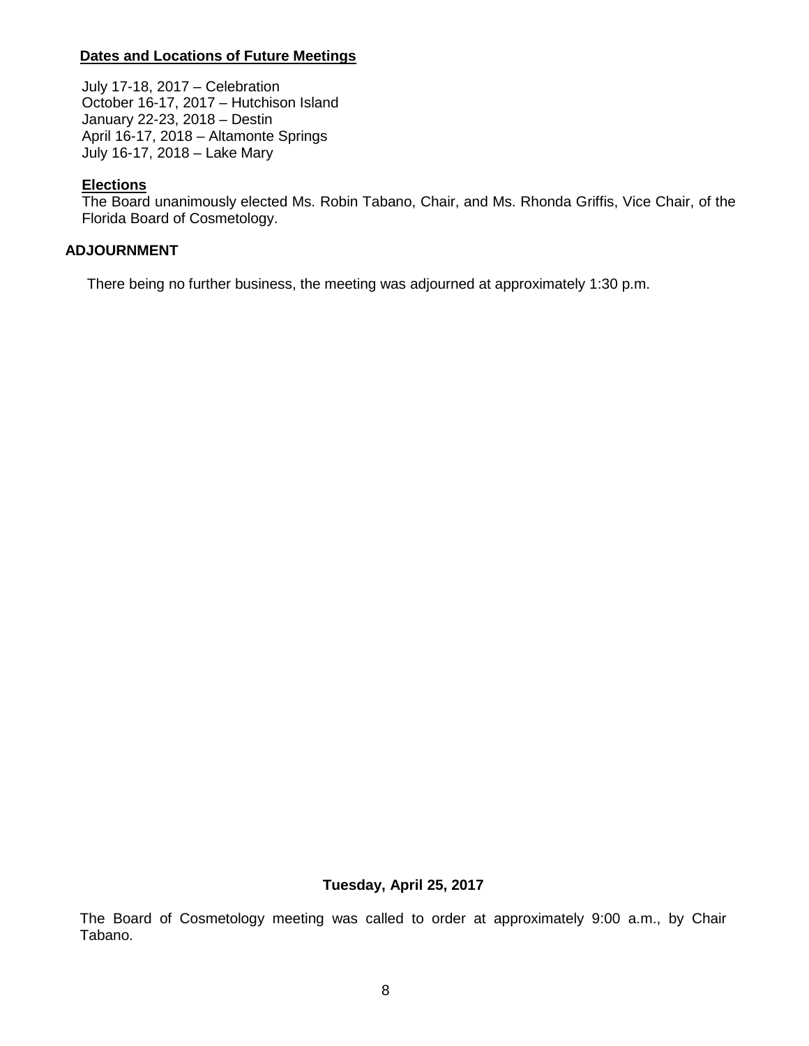**Dates and Locations of Future Meetings**

July 17-18, 2017 – Celebration
October 16-17, 2017 – Hutchison Island
January 22-23, 2018 – Destin
April 16-17, 2018 – Altamonte Springs
July 16-17, 2018 – Lake Mary

**Elections**

The Board unanimously elected Ms. Robin Tabano, Chair, and Ms. Rhonda Griffis, Vice Chair, of the Florida Board of Cosmetology.

## ADJOURNMENT

There being no further business, the meeting was adjourned at approximately 1:30 p.m.

**Tuesday, April 25, 2017**

The Board of Cosmetology meeting was called to order at approximately 9:00 a.m., by Chair Tabano.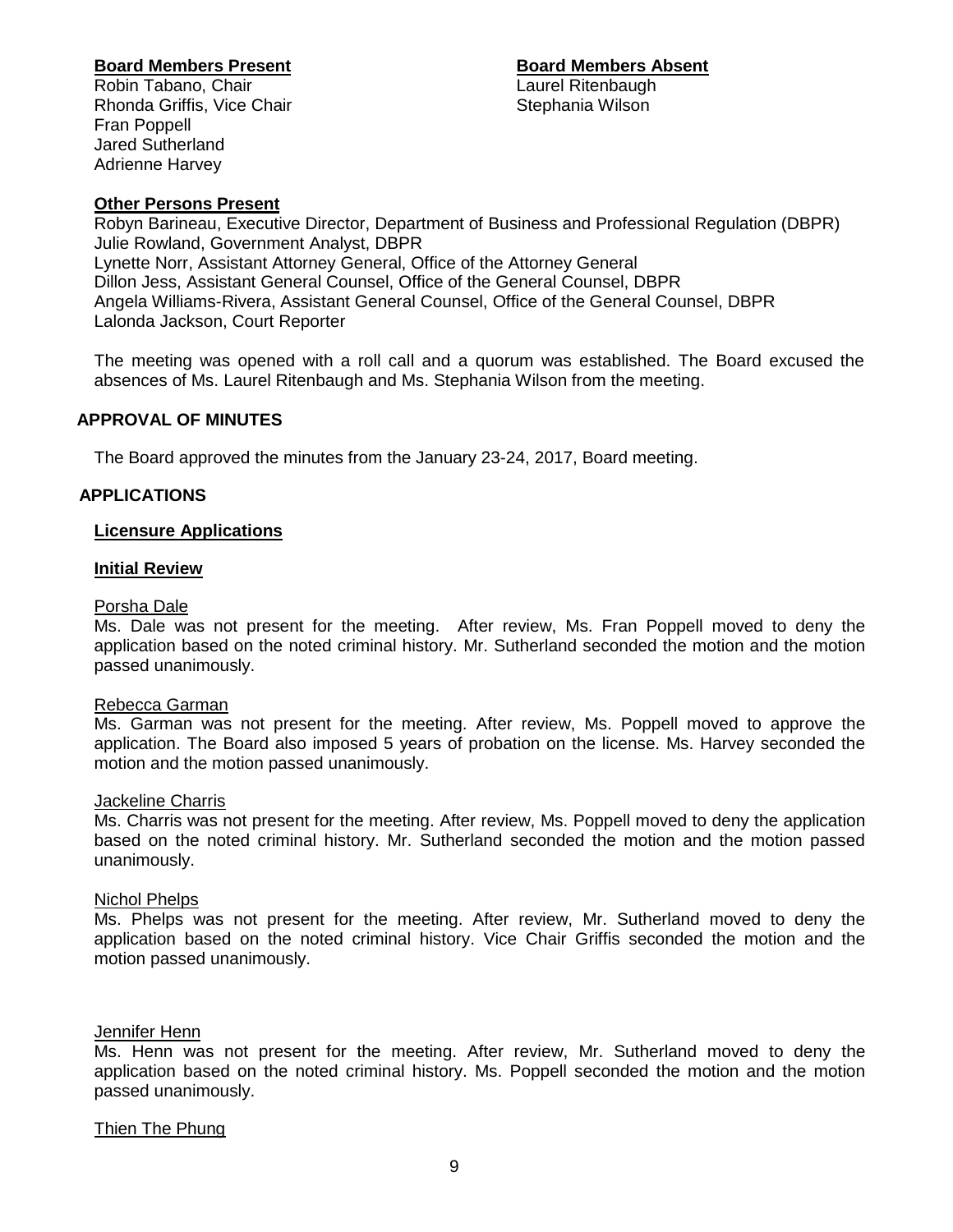**Board Members Present**
Robin Tabano, Chair
Rhonda Griffis, Vice Chair
Fran Poppell
Jared Sutherland
Adrienne Harvey

**Board Members Absent**
Laurel Ritenbaugh
Stephania Wilson

**Other Persons Present**
Robyn Barineau, Executive Director, Department of Business and Professional Regulation (DBPR)
Julie Rowland, Government Analyst, DBPR
Lynette Norr, Assistant Attorney General, Office of the Attorney General
Dillon Jess, Assistant General Counsel, Office of the General Counsel, DBPR
Angela Williams-Rivera, Assistant General Counsel, Office of the General Counsel, DBPR
Lalonda Jackson, Court Reporter

The meeting was opened with a roll call and a quorum was established. The Board excused the absences of Ms. Laurel Ritenbaugh and Ms. Stephania Wilson from the meeting.

## APPROVAL OF MINUTES

The Board approved the minutes from the January 23-24, 2017, Board meeting.

## APPLICATIONS

### Licensure Applications

#### Initial Review

Porsha Dale
Ms. Dale was not present for the meeting. After review, Ms. Fran Poppell moved to deny the application based on the noted criminal history. Mr. Sutherland seconded the motion and the motion passed unanimously.

Rebecca Garman
Ms. Garman was not present for the meeting. After review, Ms. Poppell moved to approve the application. The Board also imposed 5 years of probation on the license. Ms. Harvey seconded the motion and the motion passed unanimously.

Jackeline Charris
Ms. Charris was not present for the meeting. After review, Ms. Poppell moved to deny the application based on the noted criminal history. Mr. Sutherland seconded the motion and the motion passed unanimously.

Nichol Phelps
Ms. Phelps was not present for the meeting. After review, Mr. Sutherland moved to deny the application based on the noted criminal history. Vice Chair Griffis seconded the motion and the motion passed unanimously.

Jennifer Henn
Ms. Henn was not present for the meeting. After review, Mr. Sutherland moved to deny the application based on the noted criminal history. Ms. Poppell seconded the motion and the motion passed unanimously.

Thien The Phung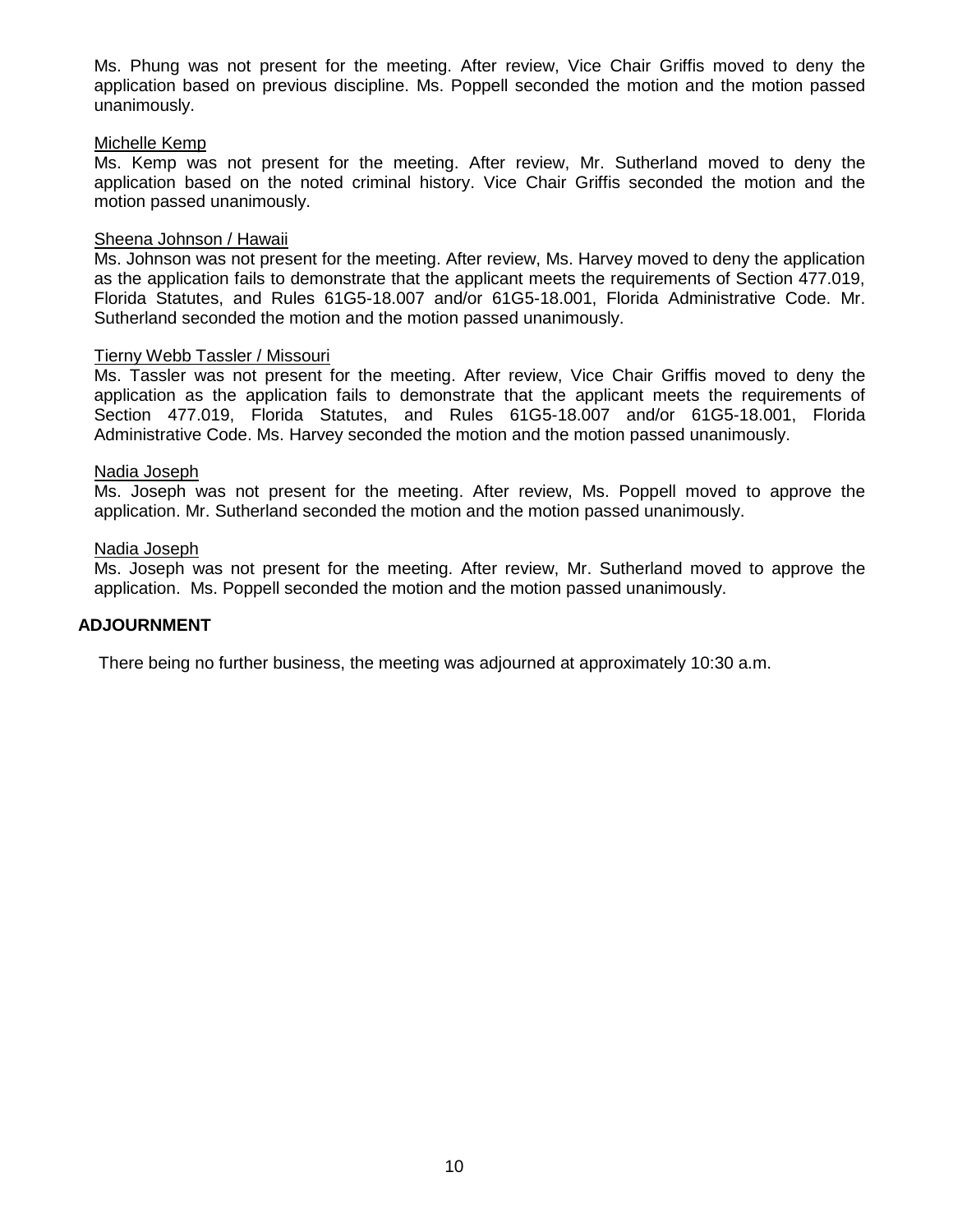Ms. Phung was not present for the meeting. After review, Vice Chair Griffis moved to deny the application based on previous discipline. Ms. Poppell seconded the motion and the motion passed unanimously.

Michelle Kemp

Ms. Kemp was not present for the meeting. After review, Mr. Sutherland moved to deny the application based on the noted criminal history. Vice Chair Griffis seconded the motion and the motion passed unanimously.

Sheena Johnson / Hawaii

Ms. Johnson was not present for the meeting. After review, Ms. Harvey moved to deny the application as the application fails to demonstrate that the applicant meets the requirements of Section 477.019, Florida Statutes, and Rules 61G5-18.007 and/or 61G5-18.001, Florida Administrative Code. Mr. Sutherland seconded the motion and the motion passed unanimously.

Tierny Webb Tassler / Missouri

Ms. Tassler was not present for the meeting. After review, Vice Chair Griffis moved to deny the application as the application fails to demonstrate that the applicant meets the requirements of Section 477.019, Florida Statutes, and Rules 61G5-18.007 and/or 61G5-18.001, Florida Administrative Code. Ms. Harvey seconded the motion and the motion passed unanimously.

Nadia Joseph

Ms. Joseph was not present for the meeting. After review, Ms. Poppell moved to approve the application. Mr. Sutherland seconded the motion and the motion passed unanimously.

Nadia Joseph

Ms. Joseph was not present for the meeting. After review, Mr. Sutherland moved to approve the application. Ms. Poppell seconded the motion and the motion passed unanimously.

**ADJOURNMENT**

There being no further business, the meeting was adjourned at approximately 10:30 a.m.